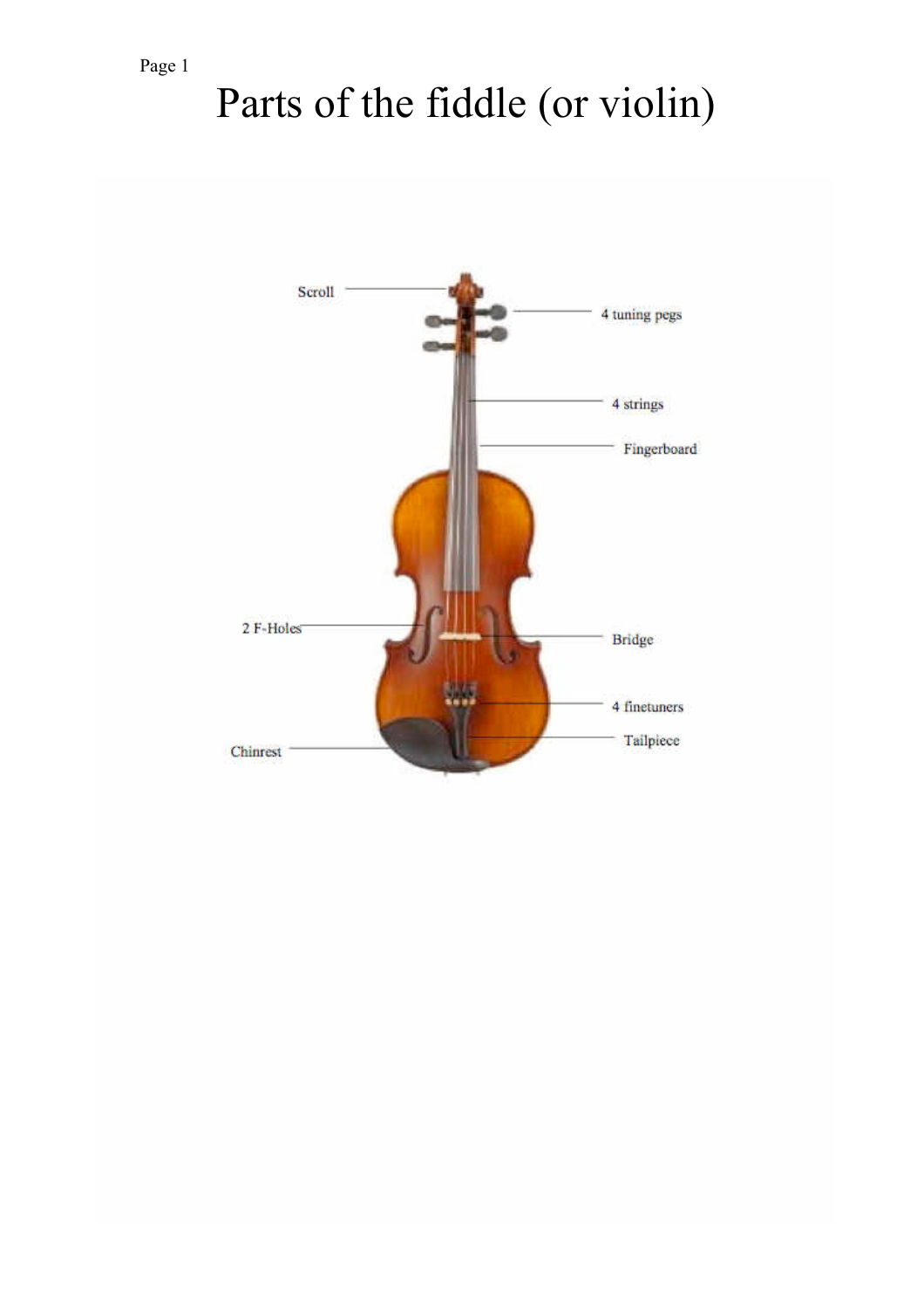# Parts of the fiddle (or violin)

- Scroll
- 4 tuning pegs
- 4 strings
- Fingerboard
- 2 F-Holes
- Bridge
- 4 finetuners
- Tailpiece
- Chinrest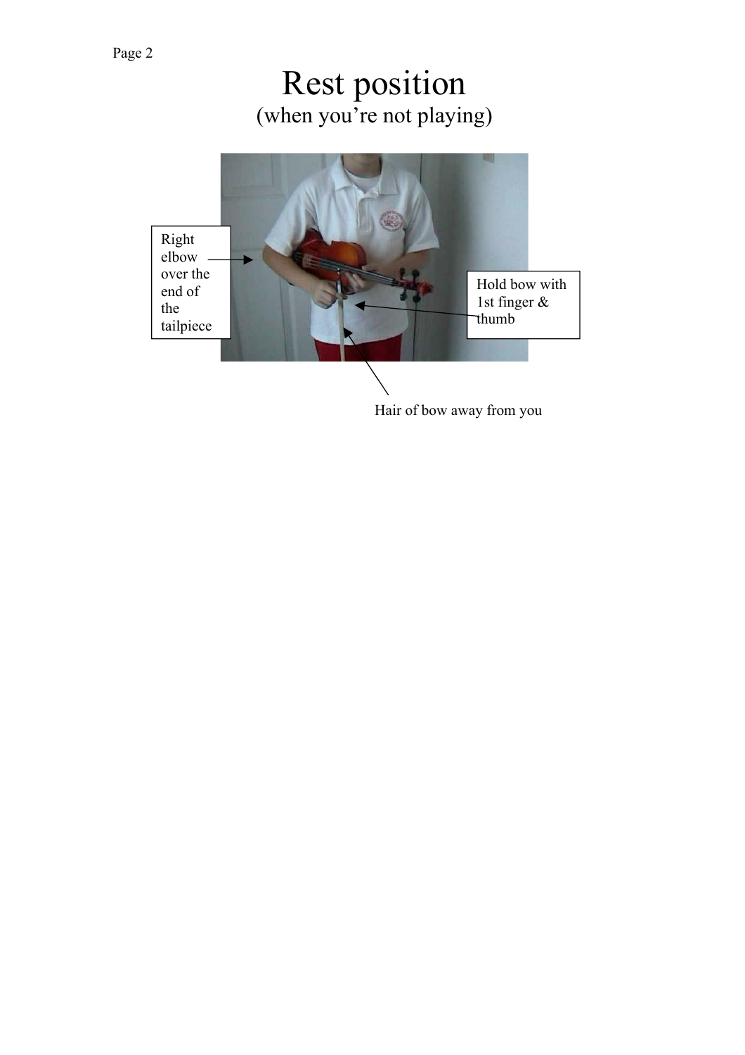# Rest position

(when you're not playing)

Right elbow over the end of the tailpiece

Hold bow with 1st finger & thumb

Hair of bow away from you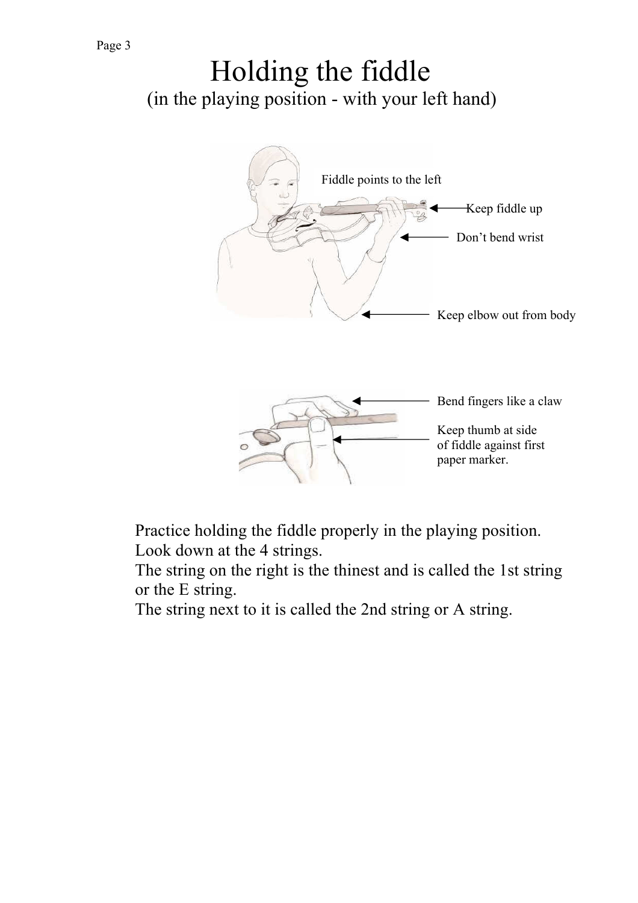# Holding the fiddle

## (in the playing position - with your left hand)

Fiddle points to the left

Keep fiddle up

Don't bend wrist

Keep elbow out from body

Bend fingers like a claw

Keep thumb at side of fiddle against first paper marker.

Practice holding the fiddle properly in the playing position.
Look down at the 4 strings.
The string on the right is the thinest and is called the 1st string or the E string.
The string next to it is called the 2nd string or A string.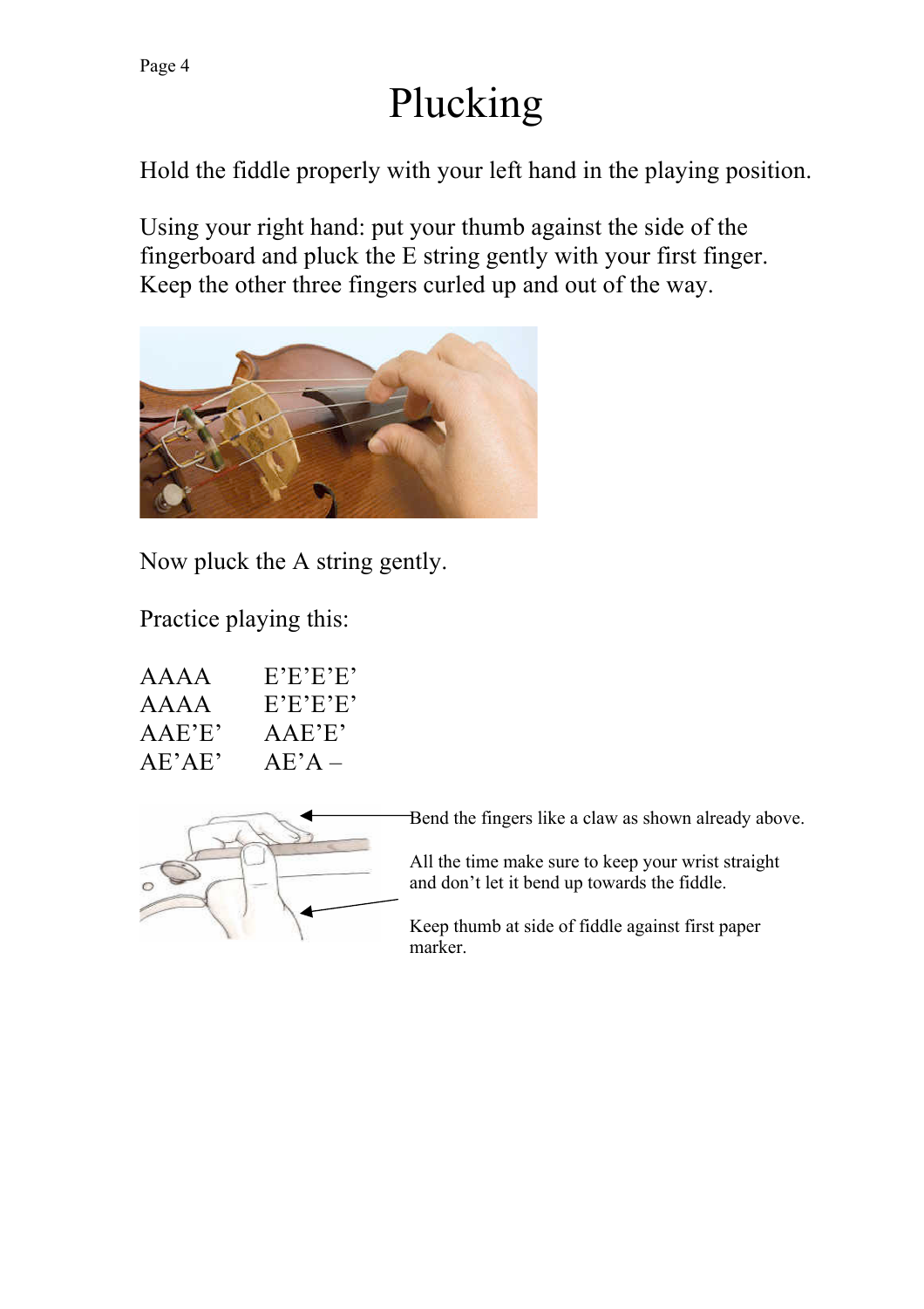# Plucking

Hold the fiddle properly with your left hand in the playing position.

Using your right hand: put your thumb against the side of the fingerboard and pluck the E string gently with your first finger. Keep the other three fingers curled up and out of the way.

Now pluck the A string gently.

Practice playing this:

AAAA    E'E'E'E'
AAAA    E'E'E'E'
AAE'E'    AAE'E'
AE'AE'    AE'A –

Bend the fingers like a claw as shown already above.

All the time make sure to keep your wrist straight and don't let it bend up towards the fiddle.

Keep thumb at side of fiddle against first paper marker.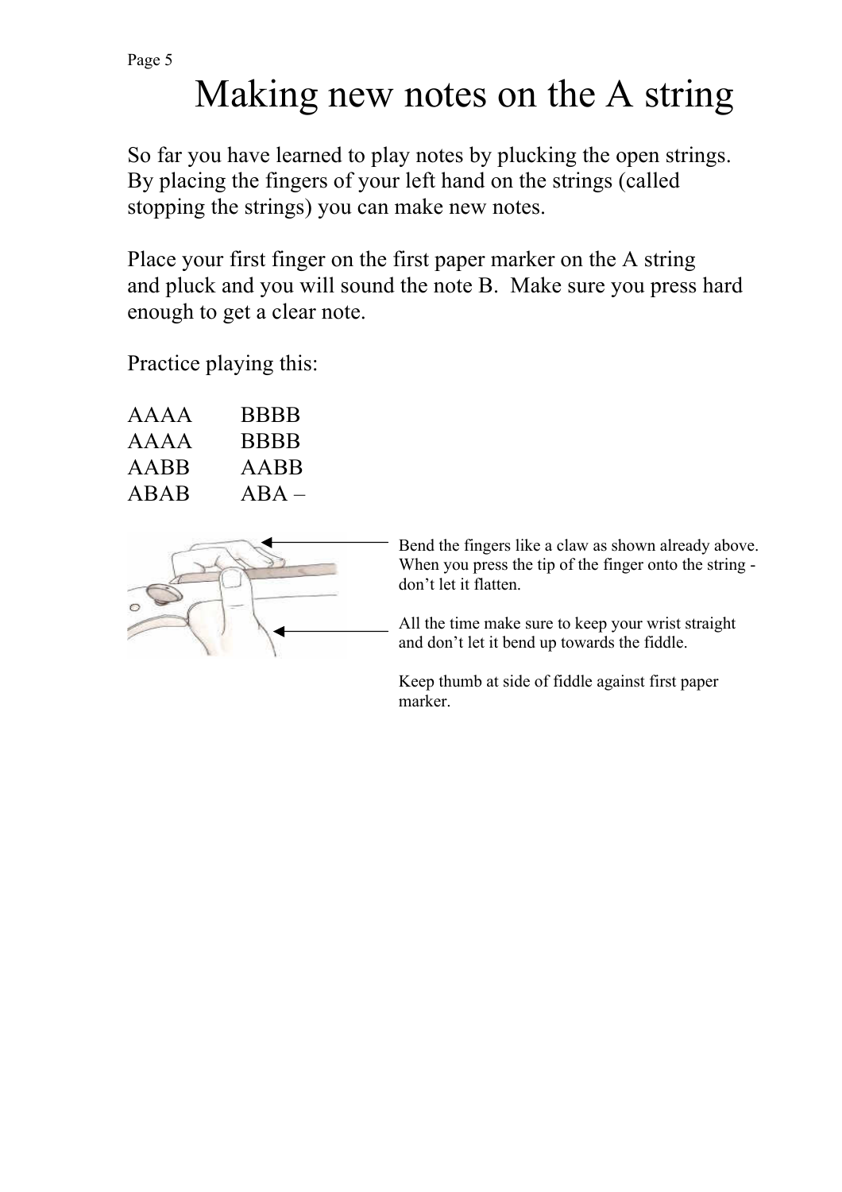# Making new notes on the A string

So far you have learned to play notes by plucking the open strings. By placing the fingers of your left hand on the strings (called stopping the strings) you can make new notes.

Place your first finger on the first paper marker on the A string and pluck and you will sound the note B.  Make sure you press hard enough to get a clear note.

Practice playing this:

AAAA    BBBB
AAAA    BBBB
AABB    AABB
ABAB    ABA –

Bend the fingers like a claw as shown already above. When you press the tip of the finger onto the string - don't let it flatten.

All the time make sure to keep your wrist straight and don't let it bend up towards the fiddle.

Keep thumb at side of fiddle against first paper marker.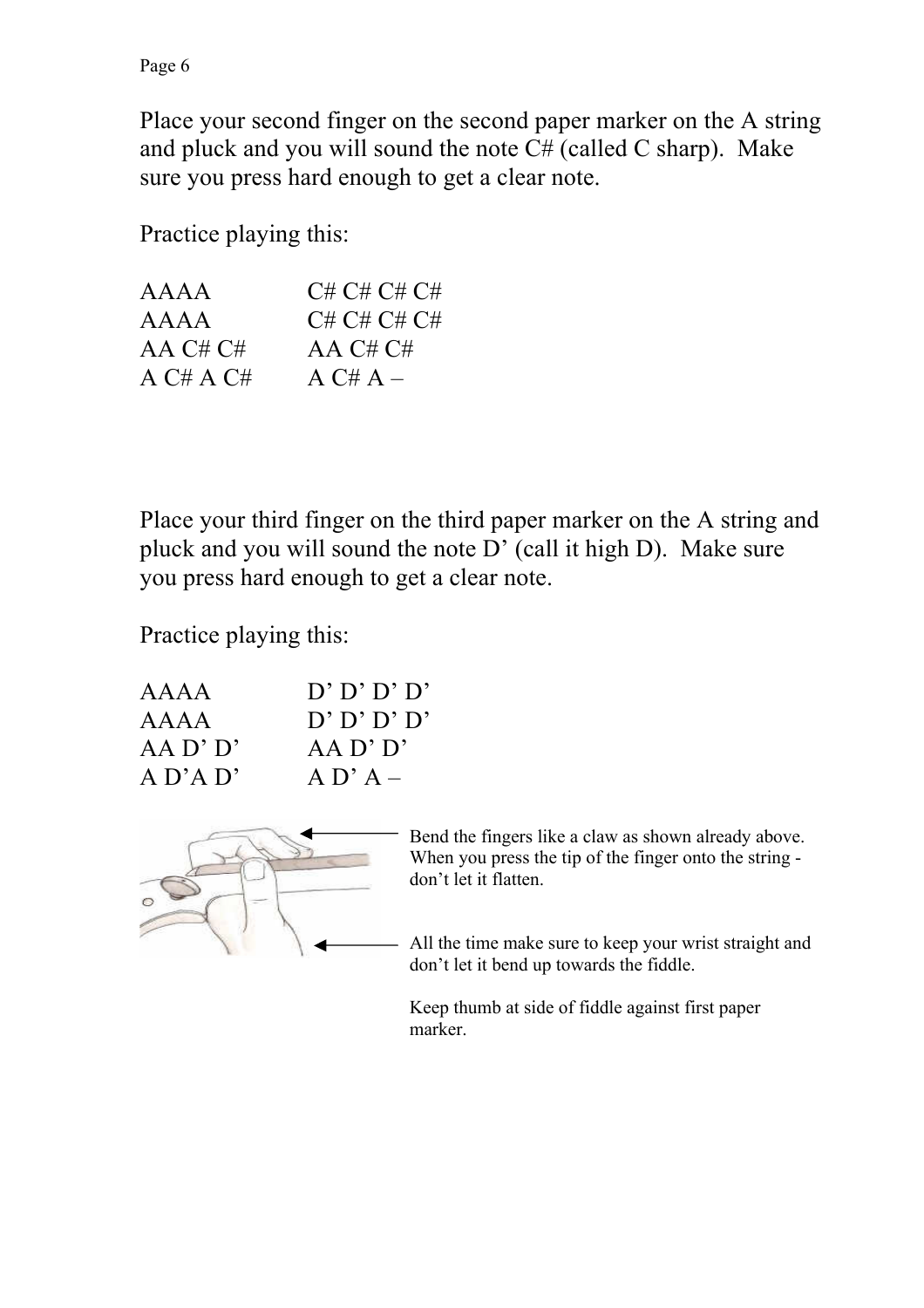Place your second finger on the second paper marker on the A string and pluck and you will sound the note C# (called C sharp). Make sure you press hard enough to get a clear note.

Practice playing this:

| | |
|---|---|
| AAAA | C# C# C# C# |
| AAAA | C# C# C# C# |
| AA C# C# | AA C# C# |
| A C# A C# | A C# A – |

Place your third finger on the third paper marker on the A string and pluck and you will sound the note D' (call it high D). Make sure you press hard enough to get a clear note.

Practice playing this:

| | |
|---|---|
| AAAA | D' D' D' D' |
| AAAA | D' D' D' D' |
| AA D' D' | AA D' D' |
| A D'A D' | A D' A – |

Bend the fingers like a claw as shown already above. When you press the tip of the finger onto the string - don't let it flatten.

All the time make sure to keep your wrist straight and don't let it bend up towards the fiddle.

Keep thumb at side of fiddle against first paper marker.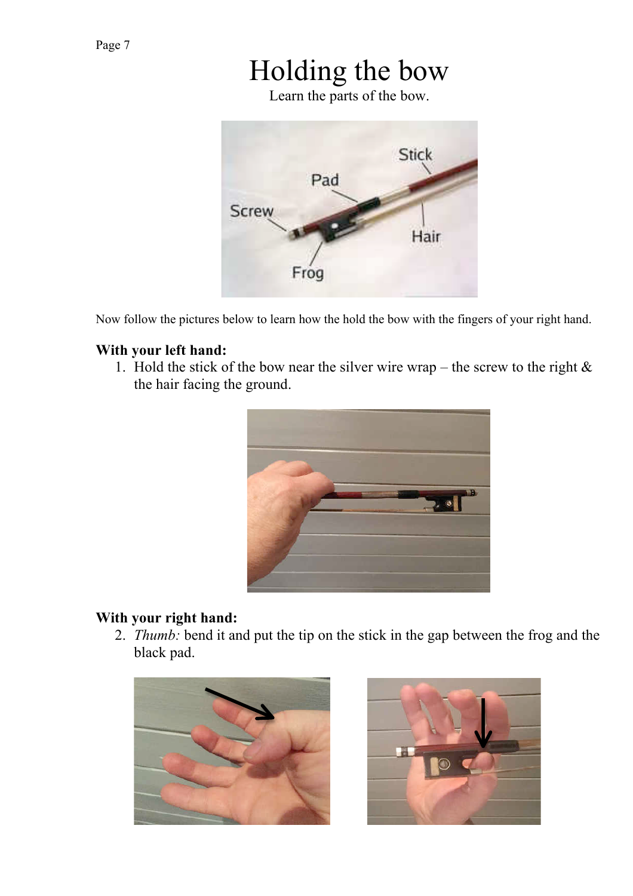# Holding the bow

Learn the parts of the bow.

Now follow the pictures below to learn how the hold the bow with the fingers of your right hand.

**With your left hand:**

1. Hold the stick of the bow near the silver wire wrap – the screw to the right & the hair facing the ground.

**With your right hand:**

2. *Thumb:* bend it and put the tip on the stick in the gap between the frog and the black pad.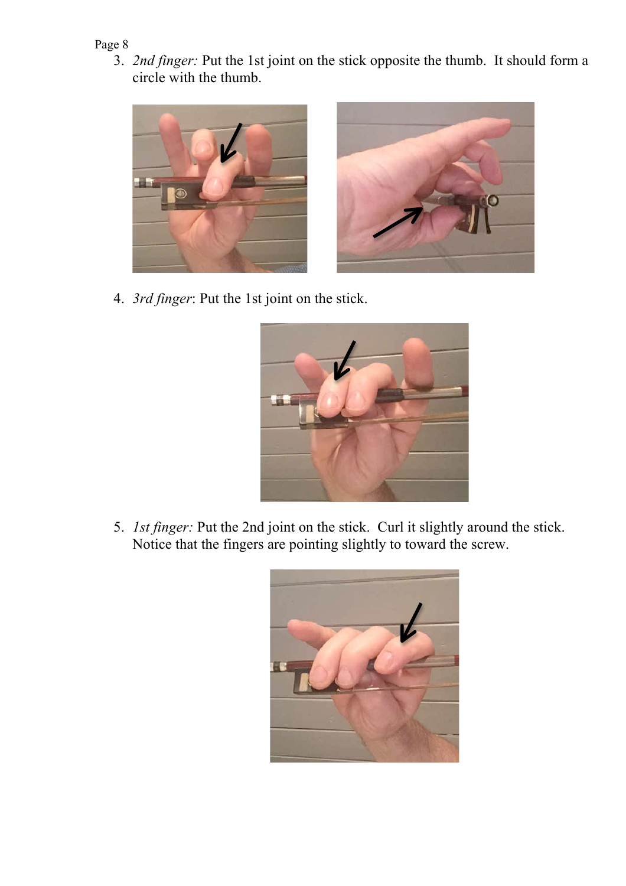3. *2nd finger:* Put the 1st joint on the stick opposite the thumb. It should form a circle with the thumb.

4. *3rd finger*: Put the 1st joint on the stick.

5. *1st finger:* Put the 2nd joint on the stick. Curl it slightly around the stick. Notice that the fingers are pointing slightly to toward the screw.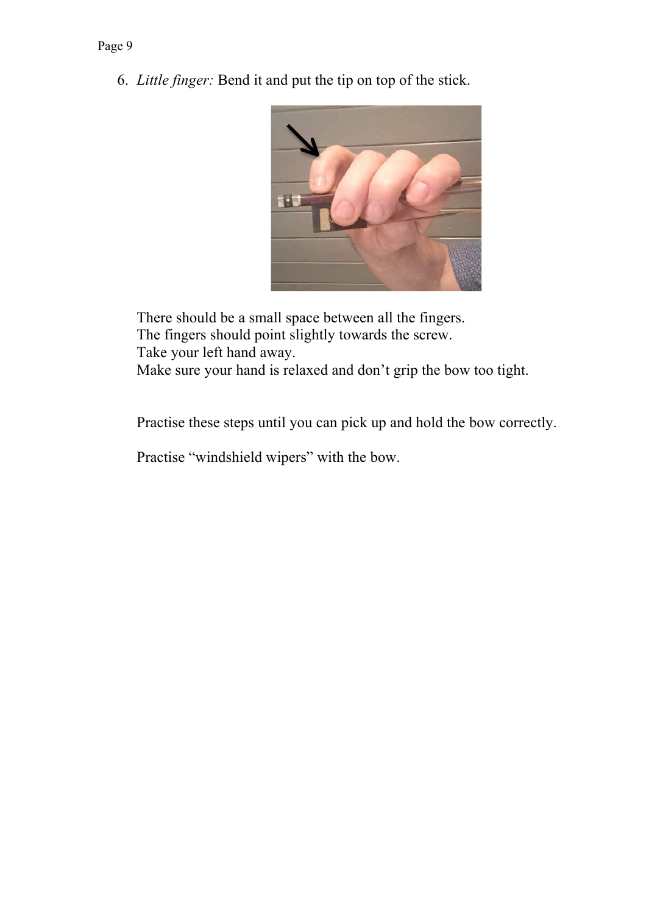6. *Little finger:* Bend it and put the tip on top of the stick.

There should be a small space between all the fingers.
The fingers should point slightly towards the screw.
Take your left hand away.
Make sure your hand is relaxed and don't grip the bow too tight.

Practise these steps until you can pick up and hold the bow correctly.

Practise "windshield wipers" with the bow.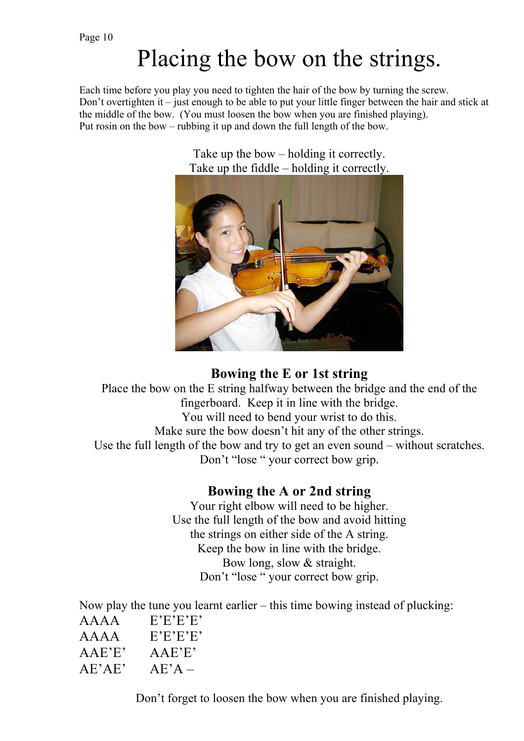# Placing the bow on the strings.

Each time before you play you need to tighten the hair of the bow by turning the screw.
Don’t overtighten it – just enough to be able to put your little finger between the hair and stick at the middle of the bow. (You must loosen the bow when you are finished playing).
Put rosin on the bow – rubbing it up and down the full length of the bow.

Take up the bow – holding it correctly.
Take up the fiddle – holding it correctly.

### Bowing the E or 1st string

Place the bow on the E string halfway between the bridge and the end of the fingerboard. Keep it in line with the bridge.
You will need to bend your wrist to do this.
Make sure the bow doesn’t hit any of the other strings.
Use the full length of the bow and try to get an even sound – without scratches.
Don’t “lose “ your correct bow grip.

### Bowing the A or 2nd string

Your right elbow will need to be higher.
Use the full length of the bow and avoid hitting the strings on either side of the A string.
Keep the bow in line with the bridge.
Bow long, slow & straight.
Don’t “lose “ your correct bow grip.

Now play the tune you learnt earlier – this time bowing instead of plucking:

AAAA  E’E’E’E’
AAAA  E’E’E’E’
AAE’E’  AAE’E’
AE’AE’  AE’A –

Don’t forget to loosen the bow when you are finished playing.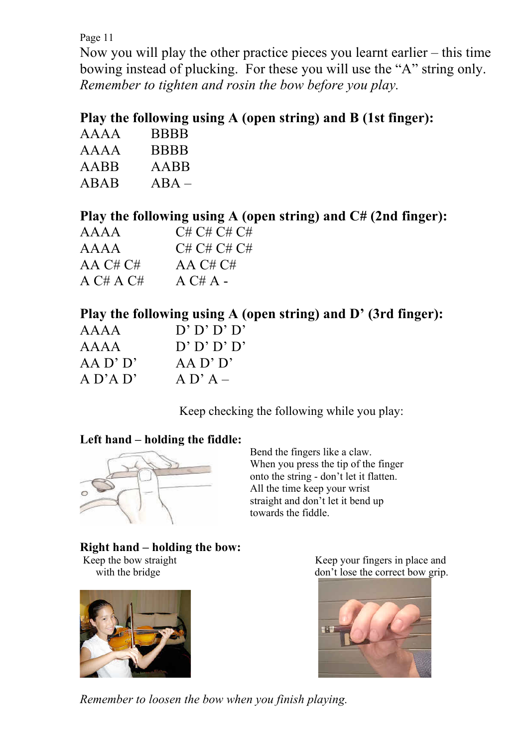Now you will play the other practice pieces you learnt earlier – this time bowing instead of plucking. For these you will use the "A" string only. *Remember to tighten and rosin the bow before you play.*

**Play the following using A (open string) and B (1st finger):**

AAAA BBBB
AAAA BBBB
AABB AABB
ABAB ABA –

**Play the following using A (open string) and C# (2nd finger):**

AAAA C# C# C# C#
AAAA C# C# C# C#
AA C# C# AA C# C#
A C# A C# A C# A -

**Play the following using A (open string) and D' (3rd finger):**

AAAA D' D' D' D'
AAAA D' D' D' D'
AA D' D' AA D' D'
A D'A D' A D' A –

Keep checking the following while you play:

**Left hand – holding the fiddle:**

Bend the fingers like a claw. When you press the tip of the finger onto the string - don't let it flatten. All the time keep your wrist straight and don't let it bend up towards the fiddle.

**Right hand – holding the bow:**

Keep the bow straight with the bridge

Keep your fingers in place and don't lose the correct bow grip.

*Remember to loosen the bow when you finish playing.*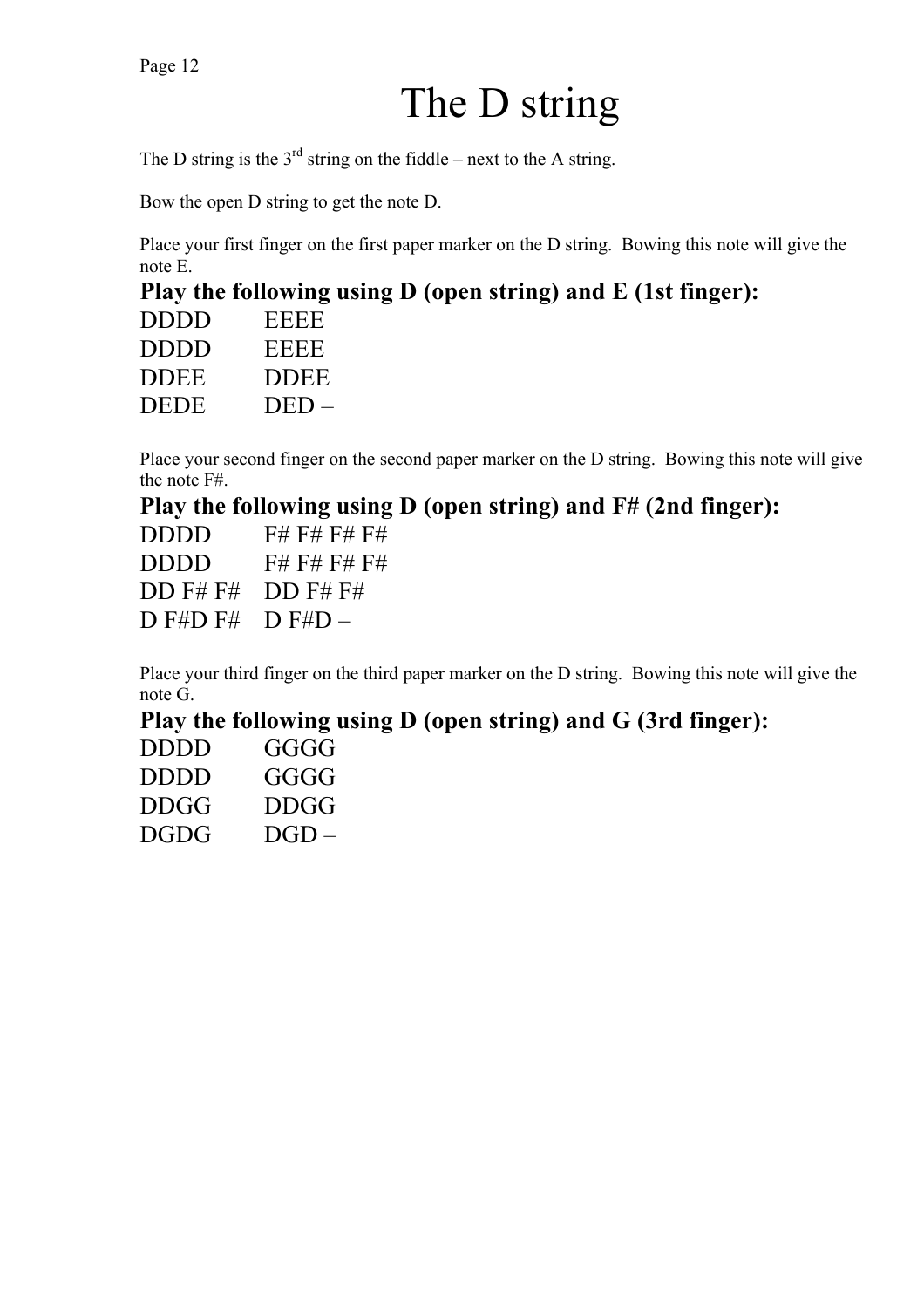// The D string

The D string is the 3rd string on the fiddle – next to the A string.

Bow the open D string to get the note D.

Place your first finger on the first paper marker on the D string. Bowing this note will give the note E.

**Play the following using D (open string) and E (1st finger):**

DDDD EEEE
DDDD EEEE
DDEE DDEE
DEDE DED –

Place your second finger on the second paper marker on the D string. Bowing this note will give the note F#.

**Play the following using D (open string) and F# (2nd finger):**

DDDD F# F# F# F#
DDDD F# F# F# F#
DD F# F# DD F# F#
D F#D F# D F#D –

Place your third finger on the third paper marker on the D string. Bowing this note will give the note G.

**Play the following using D (open string) and G (3rd finger):**

DDDD GGGG
DDDD GGGG
DDGG DDGG
DGDG DGD –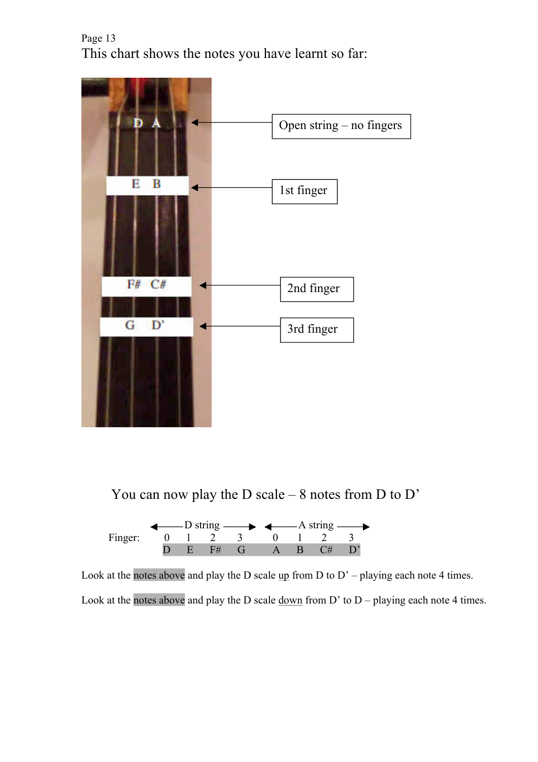This chart shows the notes you have learnt so far:

D A — Open string – no fingers

E B — 1st finger

F# C# — 2nd finger

G D' — 3rd finger

You can now play the D scale – 8 notes from D to D'

| | D string | | | | A string | | | |
|---|---|---|---|---|---|---|---|---|
| Finger: | 0 | 1 | 2 | 3 | 0 | 1 | 2 | 3 |
| | D | E | F# | G | A | B | C# | D' |

Look at the notes above and play the D scale up from D to D' – playing each note 4 times.

Look at the notes above and play the D scale down from D' to D – playing each note 4 times.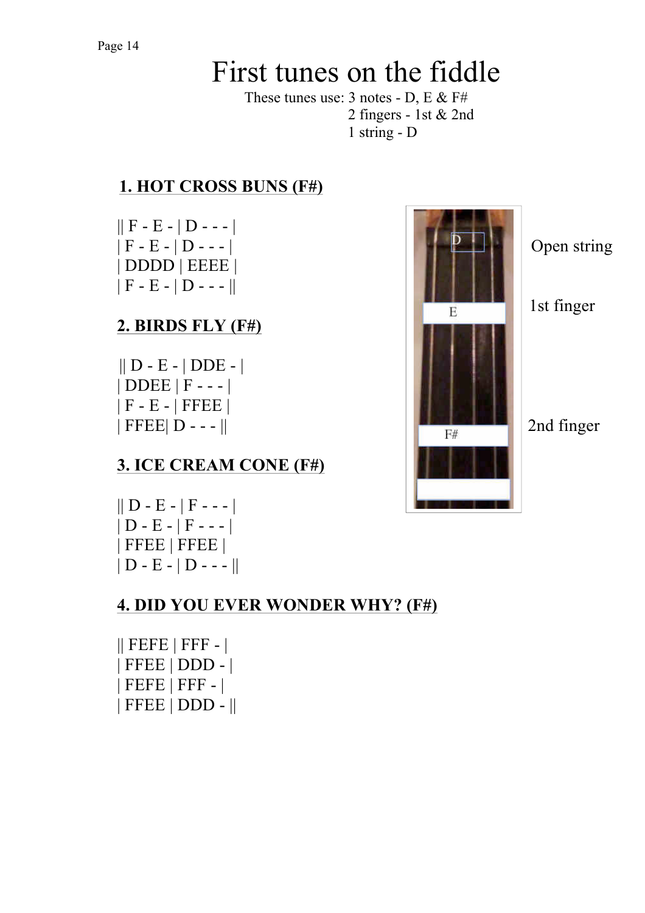# First tunes on the fiddle

These tunes use: 3 notes - D, E & F#
2 fingers - 1st & 2nd
1 string - D

Open string

1st finger

2nd finger

## 1. HOT CROSS BUNS (F#)

|| F - E - | D - - - |
| F - E - | D - - - |
| DDDD | EEEE |
| F - E - | D - - - ||

## 2. BIRDS FLY (F#)

|| D - E - | DDE - |
| DDEE | F - - - |
| F - E - | FFEE |
| FFEE| D - - - ||

## 3. ICE CREAM CONE (F#)

|| D - E - | F - - - |
| D - E - | F - - - |
| FFEE | FFEE |
| D - E - | D - - - ||

## 4. DID YOU EVER WONDER WHY? (F#)

|| FEFE | FFF - |
| FFEE | DDD - |
| FEFE | FFF - |
| FFEE | DDD - ||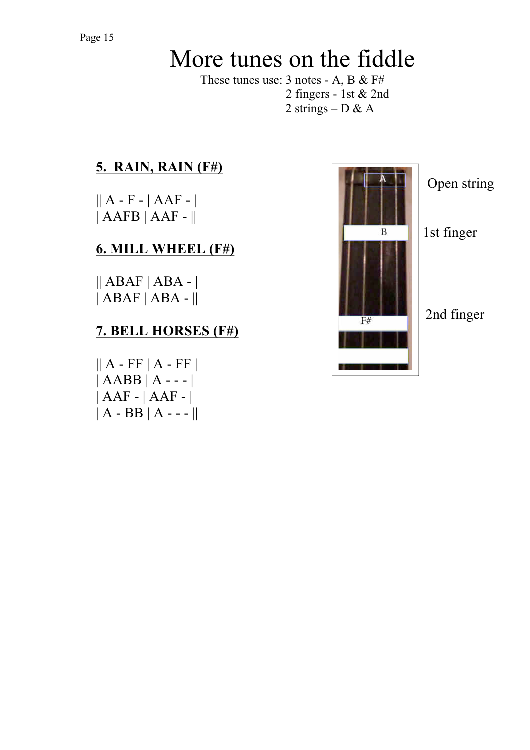# More tunes on the fiddle

These tunes use: 3 notes - A, B & F#
2 fingers - 1st & 2nd
2 strings – D & A

**5. RAIN, RAIN (F#)**

|| A - F - | AAF - |
| AAFB | AAF - ||

**6. MILL WHEEL (F#)**

|| ABAF | ABA - |
| ABAF | ABA - ||

**7. BELL HORSES (F#)**

|| A - FF | A - FF |
| AABB | A - - - |
| AAF - | AAF - |
| A - BB | A - - - ||

A — Open string

B — 1st finger

F# — 2nd finger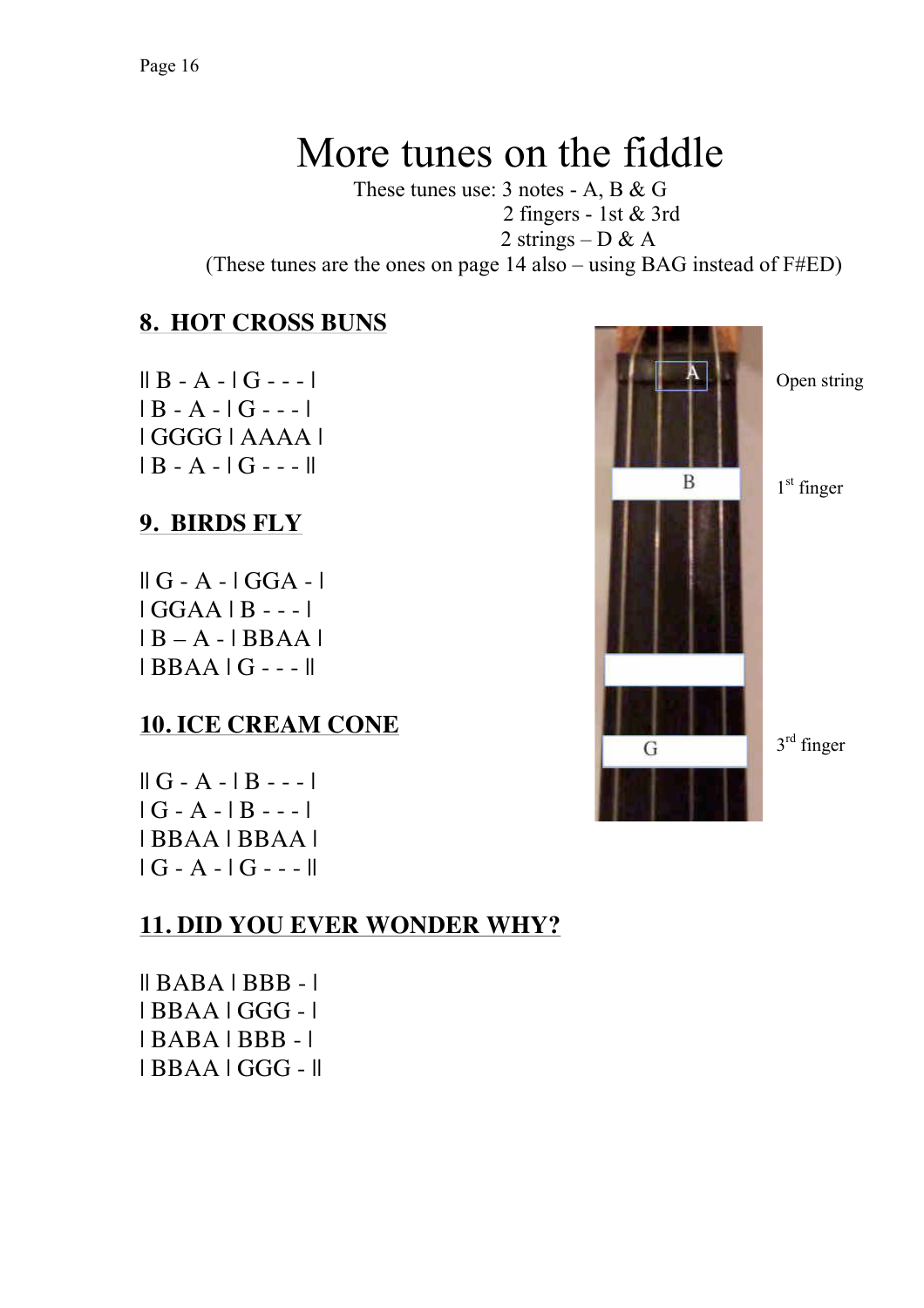# More tunes on the fiddle

These tunes use: 3 notes - A, B & G
2 fingers - 1st & 3rd
2 strings – D & A
(These tunes are the ones on page 14 also – using BAG instead of F#ED)

## 8. HOT CROSS BUNS

|| B - A - | G - - - |
| B - A - | G - - - |
| GGGG | AAAA |
| B - A - | G - - - ||

## 9. BIRDS FLY

|| G - A - | GGA - |
| GGAA | B - - - |
| B – A - | BBAA |
| BBAA | G - - - ||

## 10. ICE CREAM CONE

|| G - A - | B - - - |
| G - A - | B - - - |
| BBAA | BBAA |
| G - A - | G - - - ||

## 11. DID YOU EVER WONDER WHY?

|| BABA | BBB - |
| BBAA | GGG - |
| BABA | BBB - |
| BBAA | GGG - ||

A — Open string

B — 1st finger

G — 3rd finger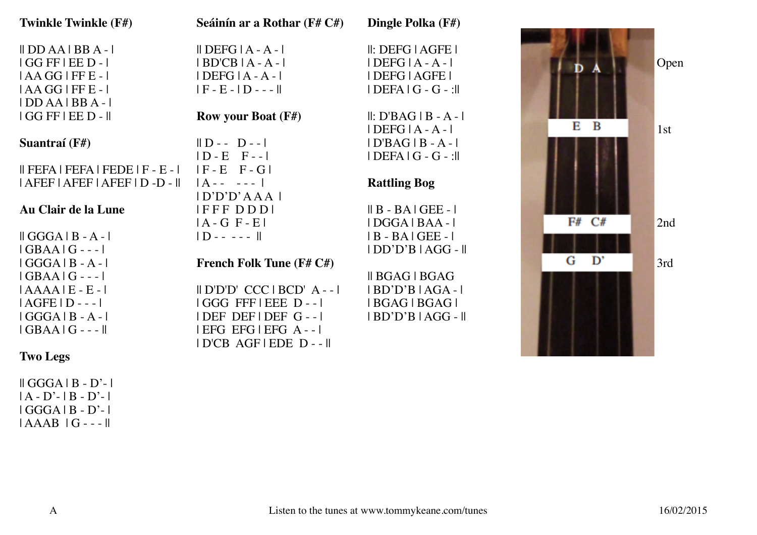**Twinkle Twinkle (F#)**

|| DD AA | BB A - |
| GG FF | EE D - |
| AA GG | FF E - |
| AA GG | FF E - |
| DD AA | BB A - |
| GG FF | EE D - ||

**Suantraí (F#)**

|| FEFA | FEFA | FEDE | F - E - |
| AFEF | AFEF | AFEF | D -D - ||

**Au Clair de la Lune**

|| GGGA | B - A - |
| GBAA | G - - - |
| GGGA | B - A - |
| GBAA | G - - - |
| AAAA | E - E - |
| AGFE | D - - - |
| GGGA | B - A - |
| GBAA | G - - - ||

**Two Legs**

|| GGGA | B - D’- |
| A - D’- | B - D’- |
| GGGA | B - D’- |
| AAAB | G - - - ||

**Seáinín ar a Rothar (F# C#)**

|| DEFG | A - A - |
| BD'CB | A - A - |
| DEFG | A - A - |
| F - E - | D - - - ||

**Row your Boat (F#)**

|| D - - D - - |
| D - E F - - |
| F - E F - G |
| A - - - - - |
| D’D’D’ A A A |
| F F F D D D |
| A - G F - E |
| D - - - - - ||

**French Folk Tune (F# C#)**

|| D'D'D' CCC | BCD' A - - |
| GGG FFF | EEE D - - |
| DEF DEF | DEF G - - |
| EFG EFG | EFG A - - |
| D'CB AGF | EDE D - - ||

**Dingle Polka (F#)**

||: DEFG | AGFE |
| DEFG | A - A - |
| DEFG | AGFE |
| DEFA | G - G - :||

||: D'BAG | B - A - |
| DEFG | A - A - |
| D'BAG | B - A - |
| DEFA | G - G - :||

**Rattling Bog**

|| B - BA | GEE - |
| DGGA | BAA - |
| B - BA | GEE - |
| DD’D’B | AGG - ||

|| BGAG | BGAG
| BD’D’B | AGA - |
| BGAG | BGAG |
| BD’D’B | AGG - ||

D A — Open
E B — 1st
F# C# — 2nd
G D’ — 3rd

Listen to the tunes at www.tommykeane.com/tunes